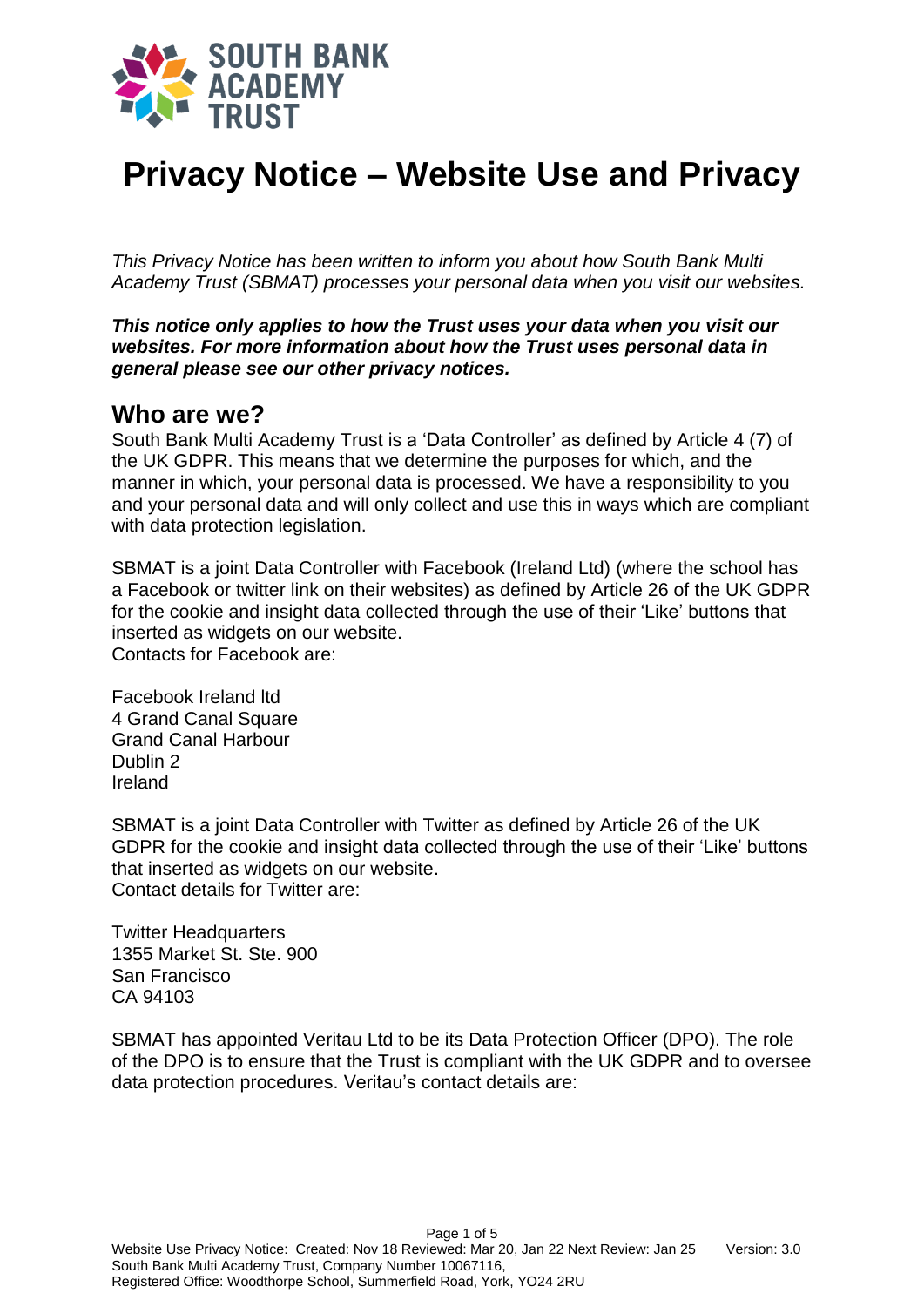# Privacy Notice – Website Use and Privacy

*This Privacy Notice has been written to inform you about how South Bank Multi Academy Trust (SBMAT) processes your personal data when you visit our websites.*

***This notice only applies to how the Trust uses your data when you visit our websites. For more information about how the Trust uses personal data in general please see our other privacy notices.***

## Who are we?

South Bank Multi Academy Trust is a 'Data Controller' as defined by Article 4 (7) of the UK GDPR. This means that we determine the purposes for which, and the manner in which, your personal data is processed. We have a responsibility to you and your personal data and will only collect and use this in ways which are compliant with data protection legislation.

SBMAT is a joint Data Controller with Facebook (Ireland Ltd) (where the school has a Facebook or twitter link on their websites) as defined by Article 26 of the UK GDPR for the cookie and insight data collected through the use of their 'Like' buttons that inserted as widgets on our website.
Contacts for Facebook are:

Facebook Ireland ltd
4 Grand Canal Square
Grand Canal Harbour
Dublin 2
Ireland

SBMAT is a joint Data Controller with Twitter as defined by Article 26 of the UK GDPR for the cookie and insight data collected through the use of their 'Like' buttons that inserted as widgets on our website.
Contact details for Twitter are:

Twitter Headquarters
1355 Market St. Ste. 900
San Francisco
CA 94103

SBMAT has appointed Veritau Ltd to be its Data Protection Officer (DPO). The role of the DPO is to ensure that the Trust is compliant with the UK GDPR and to oversee data protection procedures. Veritau's contact details are: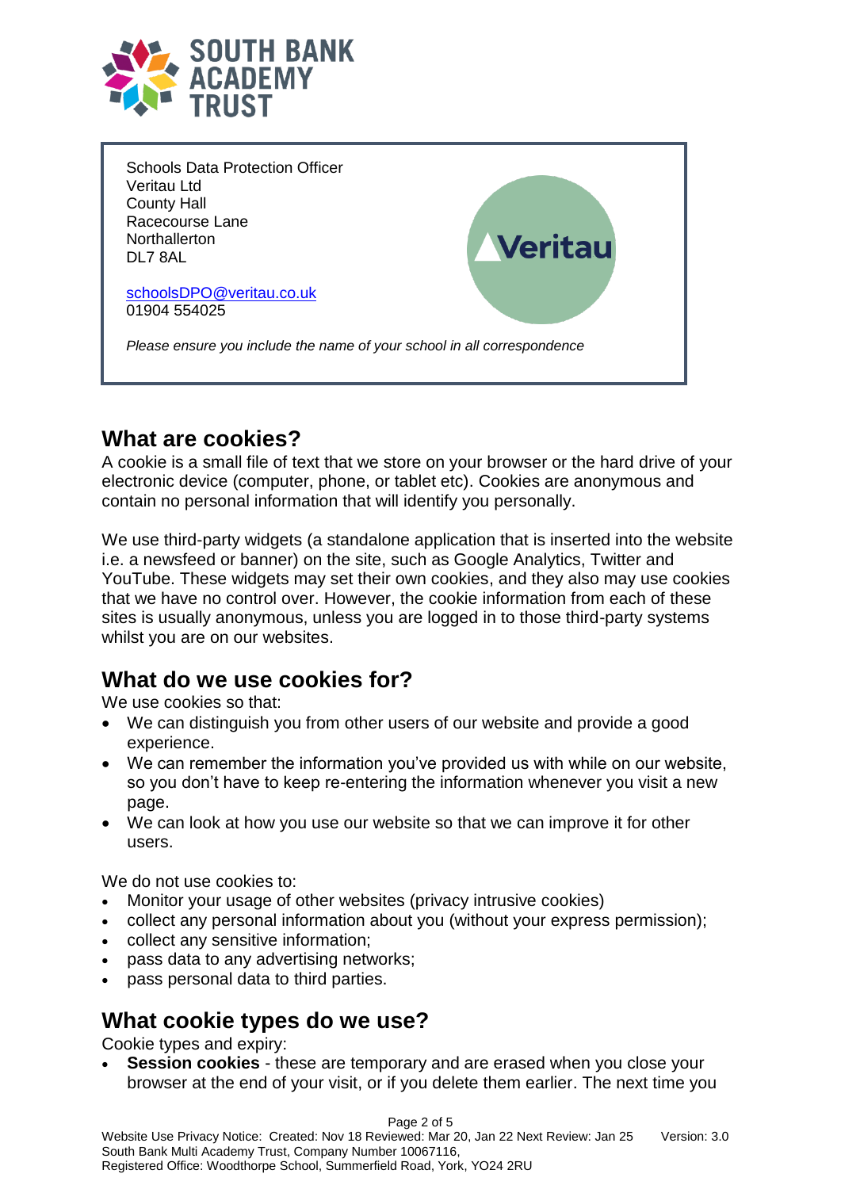Schools Data Protection Officer
Veritau Ltd
County Hall
Racecourse Lane
Northallerton
DL7 8AL

schoolsDPO@veritau.co.uk
01904 554025

*Please ensure you include the name of your school in all correspondence*

## What are cookies?

A cookie is a small file of text that we store on your browser or the hard drive of your electronic device (computer, phone, or tablet etc). Cookies are anonymous and contain no personal information that will identify you personally.

We use third-party widgets (a standalone application that is inserted into the website i.e. a newsfeed or banner) on the site, such as Google Analytics, Twitter and YouTube. These widgets may set their own cookies, and they also may use cookies that we have no control over. However, the cookie information from each of these sites is usually anonymous, unless you are logged in to those third-party systems whilst you are on our websites.

## What do we use cookies for?

We use cookies so that:

- We can distinguish you from other users of our website and provide a good experience.
- We can remember the information you've provided us with while on our website, so you don't have to keep re-entering the information whenever you visit a new page.
- We can look at how you use our website so that we can improve it for other users.

We do not use cookies to:

- Monitor your usage of other websites (privacy intrusive cookies)
- collect any personal information about you (without your express permission);
- collect any sensitive information;
- pass data to any advertising networks;
- pass personal data to third parties.

## What cookie types do we use?

Cookie types and expiry:

- **Session cookies** - these are temporary and are erased when you close your browser at the end of your visit, or if you delete them earlier. The next time you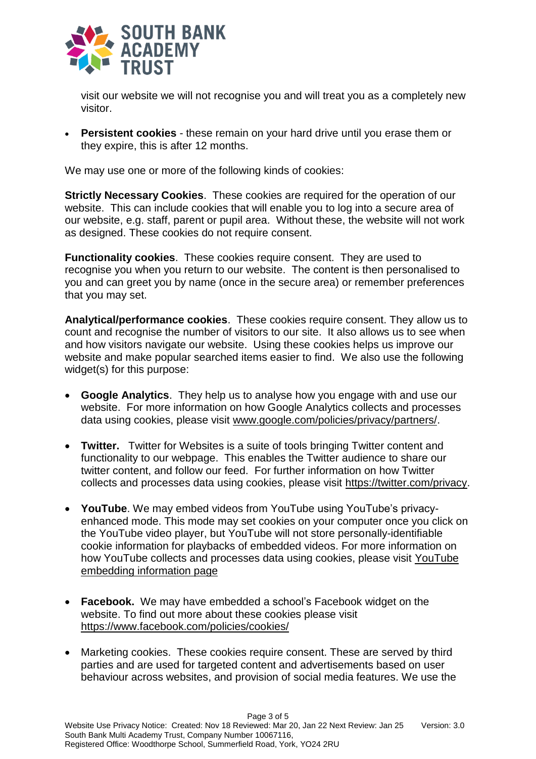visit our website we will not recognise you and will treat you as a completely new visitor.

- **Persistent cookies** - these remain on your hard drive until you erase them or they expire, this is after 12 months.

We may use one or more of the following kinds of cookies:

**Strictly Necessary Cookies**. These cookies are required for the operation of our website. This can include cookies that will enable you to log into a secure area of our website, e.g. staff, parent or pupil area. Without these, the website will not work as designed. These cookies do not require consent.

**Functionality cookies**. These cookies require consent. They are used to recognise you when you return to our website. The content is then personalised to you and can greet you by name (once in the secure area) or remember preferences that you may set.

**Analytical/performance cookies**. These cookies require consent. They allow us to count and recognise the number of visitors to our site. It also allows us to see when and how visitors navigate our website. Using these cookies helps us improve our website and make popular searched items easier to find. We also use the following widget(s) for this purpose:

- **Google Analytics**. They help us to analyse how you engage with and use our website. For more information on how Google Analytics collects and processes data using cookies, please visit www.google.com/policies/privacy/partners/.

- **Twitter.** Twitter for Websites is a suite of tools bringing Twitter content and functionality to our webpage. This enables the Twitter audience to share our twitter content, and follow our feed. For further information on how Twitter collects and processes data using cookies, please visit https://twitter.com/privacy.

- **YouTube**. We may embed videos from YouTube using YouTube's privacy-enhanced mode. This mode may set cookies on your computer once you click on the YouTube video player, but YouTube will not store personally-identifiable cookie information for playbacks of embedded videos. For more information on how YouTube collects and processes data using cookies, please visit YouTube embedding information page

- **Facebook.** We may have embedded a school's Facebook widget on the website. To find out more about these cookies please visit https://www.facebook.com/policies/cookies/

- Marketing cookies. These cookies require consent. These are served by third parties and are used for targeted content and advertisements based on user behaviour across websites, and provision of social media features. We use the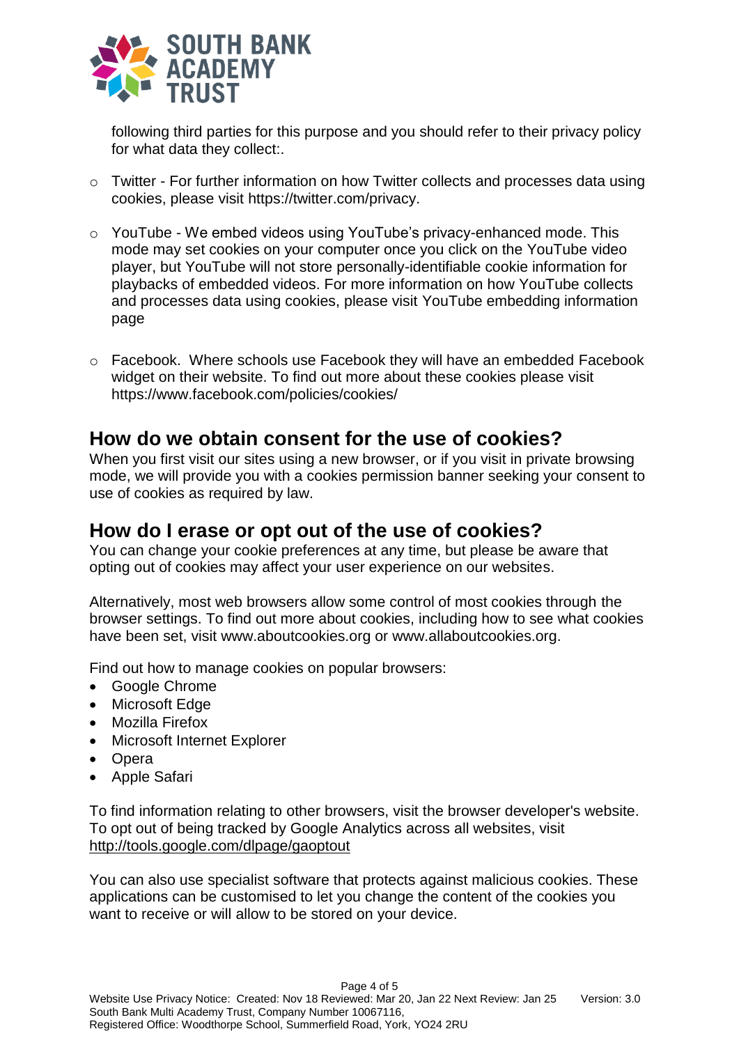following third parties for this purpose and you should refer to their privacy policy for what data they collect:.

- Twitter - For further information on how Twitter collects and processes data using cookies, please visit https://twitter.com/privacy.

- YouTube - We embed videos using YouTube's privacy-enhanced mode. This mode may set cookies on your computer once you click on the YouTube video player, but YouTube will not store personally-identifiable cookie information for playbacks of embedded videos. For more information on how YouTube collects and processes data using cookies, please visit YouTube embedding information page

- Facebook. Where schools use Facebook they will have an embedded Facebook widget on their website. To find out more about these cookies please visit https://www.facebook.com/policies/cookies/

## How do we obtain consent for the use of cookies?

When you first visit our sites using a new browser, or if you visit in private browsing mode, we will provide you with a cookies permission banner seeking your consent to use of cookies as required by law.

## How do I erase or opt out of the use of cookies?

You can change your cookie preferences at any time, but please be aware that opting out of cookies may affect your user experience on our websites.

Alternatively, most web browsers allow some control of most cookies through the browser settings. To find out more about cookies, including how to see what cookies have been set, visit www.aboutcookies.org or www.allaboutcookies.org.

Find out how to manage cookies on popular browsers:

- Google Chrome
- Microsoft Edge
- Mozilla Firefox
- Microsoft Internet Explorer
- Opera
- Apple Safari

To find information relating to other browsers, visit the browser developer's website. To opt out of being tracked by Google Analytics across all websites, visit http://tools.google.com/dlpage/gaoptout

You can also use specialist software that protects against malicious cookies. These applications can be customised to let you change the content of the cookies you want to receive or will allow to be stored on your device.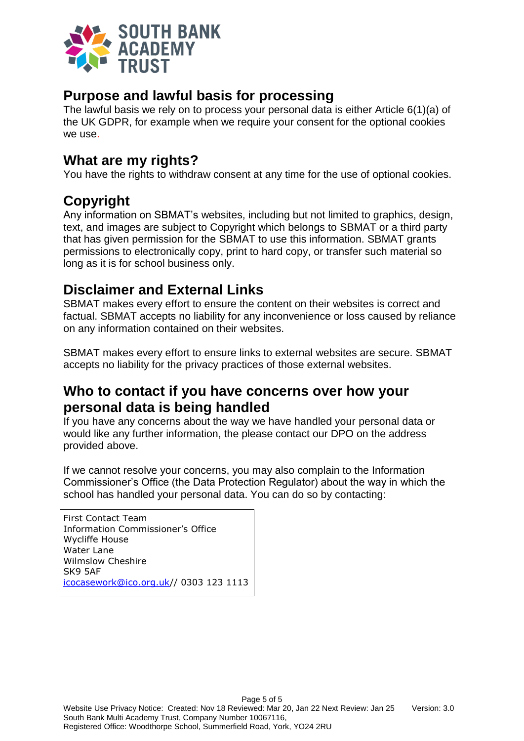## Purpose and lawful basis for processing

The lawful basis we rely on to process your personal data is either Article 6(1)(a) of the UK GDPR, for example when we require your consent for the optional cookies we use.

## What are my rights?

You have the rights to withdraw consent at any time for the use of optional cookies.

## Copyright

Any information on SBMAT's websites, including but not limited to graphics, design, text, and images are subject to Copyright which belongs to SBMAT or a third party that has given permission for the SBMAT to use this information. SBMAT grants permissions to electronically copy, print to hard copy, or transfer such material so long as it is for school business only.

## Disclaimer and External Links

SBMAT makes every effort to ensure the content on their websites is correct and factual. SBMAT accepts no liability for any inconvenience or loss caused by reliance on any information contained on their websites.

SBMAT makes every effort to ensure links to external websites are secure. SBMAT accepts no liability for the privacy practices of those external websites.

## Who to contact if you have concerns over how your personal data is being handled

If you have any concerns about the way we have handled your personal data or would like any further information, the please contact our DPO on the address provided above.

If we cannot resolve your concerns, you may also complain to the Information Commissioner's Office (the Data Protection Regulator) about the way in which the school has handled your personal data. You can do so by contacting:

First Contact Team
Information Commissioner's Office
Wycliffe House
Water Lane
Wilmslow Cheshire
SK9 5AF
icocasework@ico.org.uk// 0303 123 1113

Website Use Privacy Notice: Created: Nov 18 Reviewed: Mar 20, Jan 22 Next Review: Jan 25 Version: 3.0
South Bank Multi Academy Trust, Company Number 10067116,
Registered Office: Woodthorpe School, Summerfield Road, York, YO24 2RU